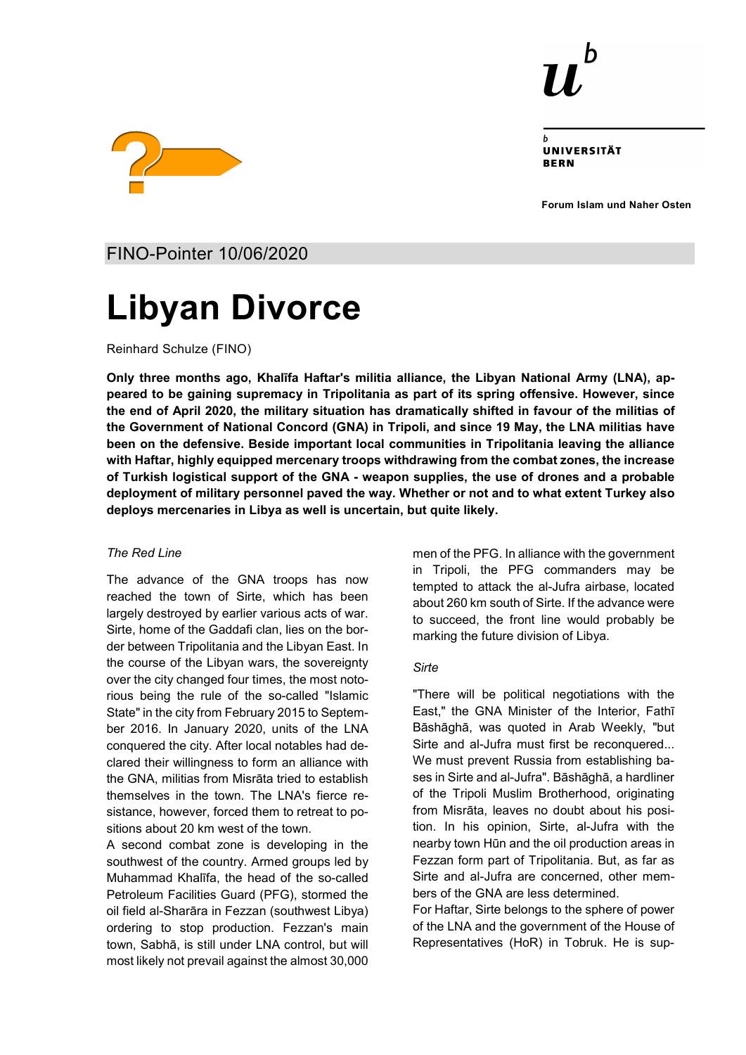Universität Bern

Forum Islam und Naher Osten

FINO-Pointer 10/06/2020

# Libyan Divorce

Reinhard Schulze (FINO)

**Only three months ago, Khalīfa Haftar's militia alliance, the Libyan National Army (LNA), appeared to be gaining supremacy in Tripolitania as part of its spring offensive. However, since the end of April 2020, the military situation has dramatically shifted in favour of the militias of the Government of National Concord (GNA) in Tripoli, and since 19 May, the LNA militias have been on the defensive. Beside important local communities in Tripolitania leaving the alliance with Haftar, highly equipped mercenary troops withdrawing from the combat zones, the increase of Turkish logistical support of the GNA - weapon supplies, the use of drones and a probable deployment of military personnel paved the way. Whether or not and to what extent Turkey also deploys mercenaries in Libya as well is uncertain, but quite likely.**

*The Red Line*

The advance of the GNA troops has now reached the town of Sirte, which has been largely destroyed by earlier various acts of war. Sirte, home of the Gaddafi clan, lies on the border between Tripolitania and the Libyan East. In the course of the Libyan wars, the sovereignty over the city changed four times, the most notorious being the rule of the so-called "Islamic State" in the city from February 2015 to September 2016. In January 2020, units of the LNA conquered the city. After local notables had declared their willingness to form an alliance with the GNA, militias from Misrāta tried to establish themselves in the town. The LNA's fierce resistance, however, forced them to retreat to positions about 20 km west of the town.

A second combat zone is developing in the southwest of the country. Armed groups led by Muhammad Khalīfa, the head of the so-called Petroleum Facilities Guard (PFG), stormed the oil field al-Sharāra in Fezzan (southwest Libya) ordering to stop production. Fezzan's main town, Sabhā, is still under LNA control, but will most likely not prevail against the almost 30,000 men of the PFG. In alliance with the government in Tripoli, the PFG commanders may be tempted to attack the al-Jufra airbase, located about 260 km south of Sirte. If the advance were to succeed, the front line would probably be marking the future division of Libya.

*Sirte*

"There will be political negotiations with the East," the GNA Minister of the Interior, Fathī Bāshāghā, was quoted in Arab Weekly, "but Sirte and al-Jufra must first be reconquered... We must prevent Russia from establishing bases in Sirte and al-Jufra". Bāshāghā, a hardliner of the Tripoli Muslim Brotherhood, originating from Misrāta, leaves no doubt about his position. In his opinion, Sirte, al-Jufra with the nearby town Hūn and the oil production areas in Fezzan form part of Tripolitania. But, as far as Sirte and al-Jufra are concerned, other members of the GNA are less determined.

For Haftar, Sirte belongs to the sphere of power of the LNA and the government of the House of Representatives (HoR) in Tobruk. He is sup-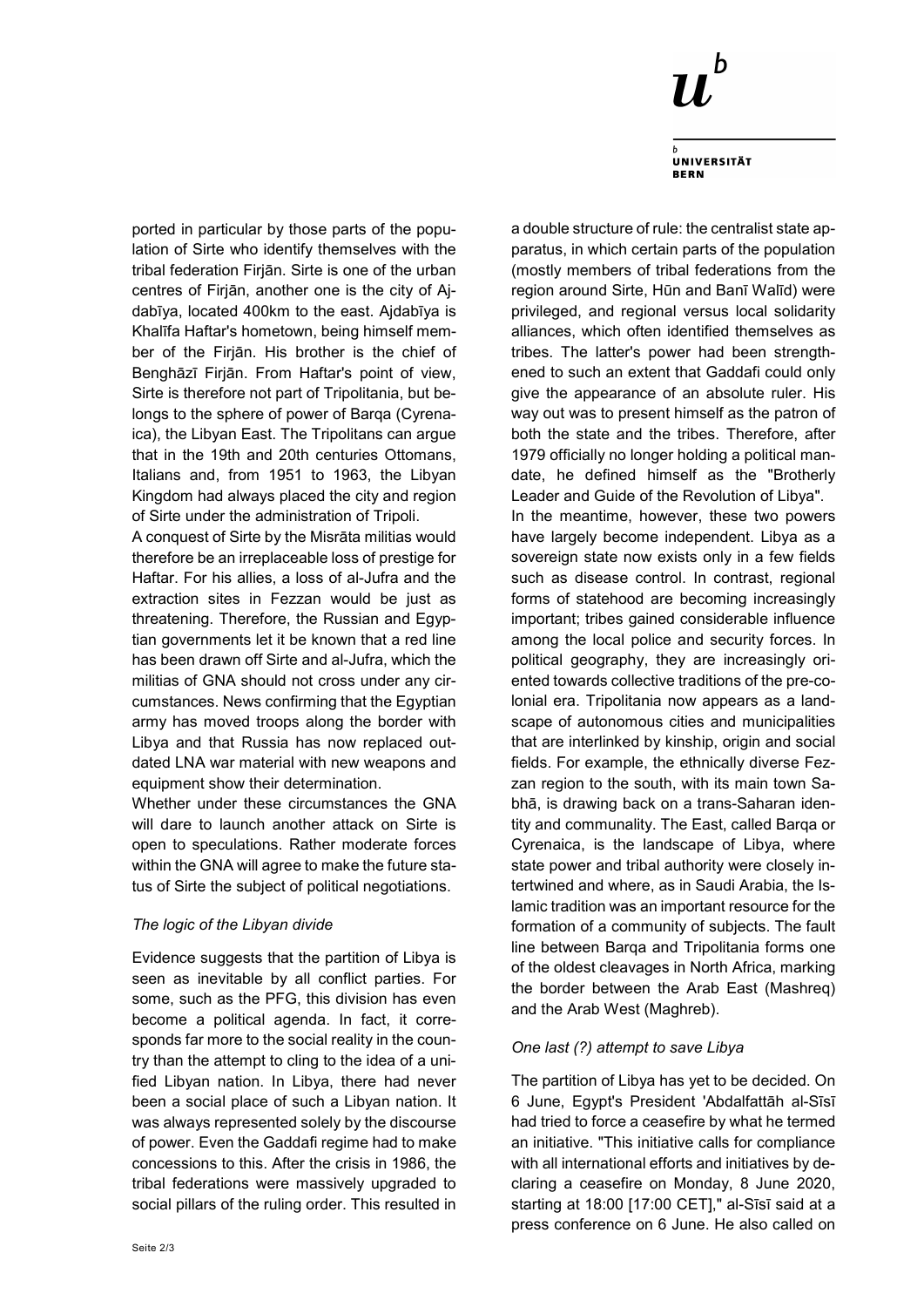ported in particular by those parts of the population of Sirte who identify themselves with the tribal federation Firjān. Sirte is one of the urban centres of Firjān, another one is the city of Ajdabīya, located 400km to the east. Ajdabīya is Khalīfa Haftar's hometown, being himself member of the Firjān. His brother is the chief of Benghāzī Firjān. From Haftar's point of view, Sirte is therefore not part of Tripolitania, but belongs to the sphere of power of Barqa (Cyrenaica), the Libyan East. The Tripolitans can argue that in the 19th and 20th centuries Ottomans, Italians and, from 1951 to 1963, the Libyan Kingdom had always placed the city and region of Sirte under the administration of Tripoli.

A conquest of Sirte by the Misrāta militias would therefore be an irreplaceable loss of prestige for Haftar. For his allies, a loss of al-Jufra and the extraction sites in Fezzan would be just as threatening. Therefore, the Russian and Egyptian governments let it be known that a red line has been drawn off Sirte and al-Jufra, which the militias of GNA should not cross under any circumstances. News confirming that the Egyptian army has moved troops along the border with Libya and that Russia has now replaced outdated LNA war material with new weapons and equipment show their determination.

Whether under these circumstances the GNA will dare to launch another attack on Sirte is open to speculations. Rather moderate forces within the GNA will agree to make the future status of Sirte the subject of political negotiations.

*The logic of the Libyan divide*

Evidence suggests that the partition of Libya is seen as inevitable by all conflict parties. For some, such as the PFG, this division has even become a political agenda. In fact, it corresponds far more to the social reality in the country than the attempt to cling to the idea of a unified Libyan nation. In Libya, there had never been a social place of such a Libyan nation. It was always represented solely by the discourse of power. Even the Gaddafi regime had to make concessions to this. After the crisis in 1986, the tribal federations were massively upgraded to social pillars of the ruling order. This resulted in a double structure of rule: the centralist state apparatus, in which certain parts of the population (mostly members of tribal federations from the region around Sirte, Hūn and Banī Walīd) were privileged, and regional versus local solidarity alliances, which often identified themselves as tribes. The latter's power had been strengthened to such an extent that Gaddafi could only give the appearance of an absolute ruler. His way out was to present himself as the patron of both the state and the tribes. Therefore, after 1979 officially no longer holding a political mandate, he defined himself as the "Brotherly Leader and Guide of the Revolution of Libya".

In the meantime, however, these two powers have largely become independent. Libya as a sovereign state now exists only in a few fields such as disease control. In contrast, regional forms of statehood are becoming increasingly important; tribes gained considerable influence among the local police and security forces. In political geography, they are increasingly oriented towards collective traditions of the pre-colonial era. Tripolitania now appears as a landscape of autonomous cities and municipalities that are interlinked by kinship, origin and social fields. For example, the ethnically diverse Fezzan region to the south, with its main town Sabhā, is drawing back on a trans-Saharan identity and communality. The East, called Barqa or Cyrenaica, is the landscape of Libya, where state power and tribal authority were closely intertwined and where, as in Saudi Arabia, the Islamic tradition was an important resource for the formation of a community of subjects. The fault line between Barqa and Tripolitania forms one of the oldest cleavages in North Africa, marking the border between the Arab East (Mashreq) and the Arab West (Maghreb).

*One last (?) attempt to save Libya*

The partition of Libya has yet to be decided. On 6 June, Egypt's President 'Abdalfattāh al-Sīsī had tried to force a ceasefire by what he termed an initiative. "This initiative calls for compliance with all international efforts and initiatives by declaring a ceasefire on Monday, 8 June 2020, starting at 18:00 [17:00 CET]," al-Sīsī said at a press conference on 6 June. He also called on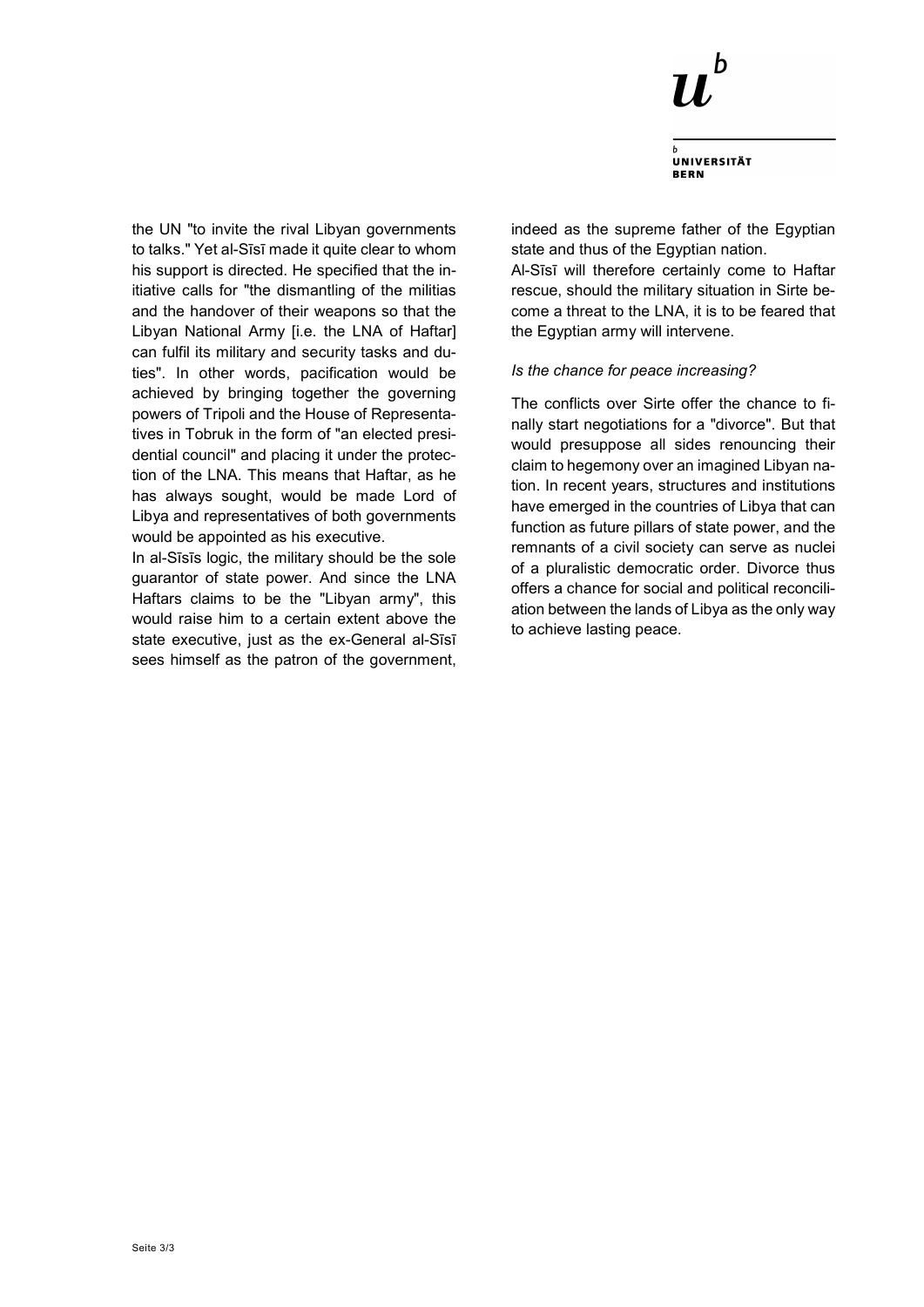the UN "to invite the rival Libyan governments to talks." Yet al-Sīsī made it quite clear to whom his support is directed. He specified that the initiative calls for "the dismantling of the militias and the handover of their weapons so that the Libyan National Army [i.e. the LNA of Haftar] can fulfil its military and security tasks and duties". In other words, pacification would be achieved by bringing together the governing powers of Tripoli and the House of Representatives in Tobruk in the form of "an elected presidential council" and placing it under the protection of the LNA. This means that Haftar, as he has always sought, would be made Lord of Libya and representatives of both governments would be appointed as his executive.

In al-Sīsīs logic, the military should be the sole guarantor of state power. And since the LNA Haftars claims to be the "Libyan army", this would raise him to a certain extent above the state executive, just as the ex-General al-Sīsī sees himself as the patron of the government, indeed as the supreme father of the Egyptian state and thus of the Egyptian nation.

Al-Sīsī will therefore certainly come to Haftar rescue, should the military situation in Sirte become a threat to the LNA, it is to be feared that the Egyptian army will intervene.

*Is the chance for peace increasing?*

The conflicts over Sirte offer the chance to finally start negotiations for a "divorce". But that would presuppose all sides renouncing their claim to hegemony over an imagined Libyan nation. In recent years, structures and institutions have emerged in the countries of Libya that can function as future pillars of state power, and the remnants of a civil society can serve as nuclei of a pluralistic democratic order. Divorce thus offers a chance for social and political reconciliation between the lands of Libya as the only way to achieve lasting peace.